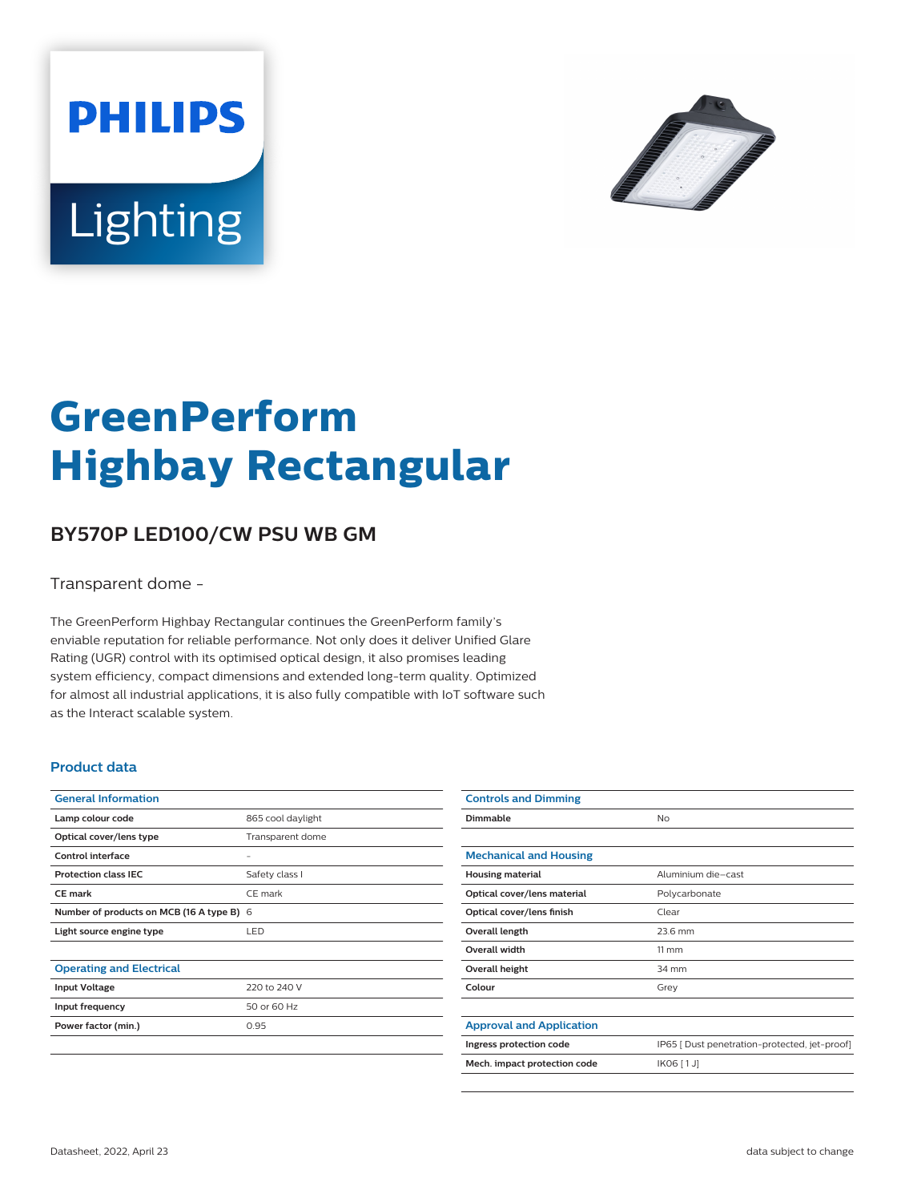# GreenPerform Highbay Rectangular

## BY570P LED100/CW PSU WB GM

Transparent dome -

The GreenPerform Highbay Rectangular continues the GreenPerform family's enviable reputation for reliable performance. Not only does it deliver Unified Glare Rating (UGR) control with its optimised optical design, it also promises leading system efficiency, compact dimensions and extended long-term quality. Optimized for almost all industrial applications, it is also fully compatible with IoT software such as the Interact scalable system.

### Product data

| General Information | |
|---|---|
| Lamp colour code | 865 cool daylight |
| Optical cover/lens type | Transparent dome |
| Control interface | - |
| Protection class IEC | Safety class I |
| CE mark | CE mark |
| Number of products on MCB (16 A type B) | 6 |
| Light source engine type | LED |

| Operating and Electrical | |
|---|---|
| Input Voltage | 220 to 240 V |
| Input frequency | 50 or 60 Hz |
| Power factor (min.) | 0.95 |

| Controls and Dimming | |
|---|---|
| Dimmable | No |

| Mechanical and Housing | |
|---|---|
| Housing material | Aluminium die-cast |
| Optical cover/lens material | Polycarbonate |
| Optical cover/lens finish | Clear |
| Overall length | 23.6 mm |
| Overall width | 11 mm |
| Overall height | 34 mm |
| Colour | Grey |

| Approval and Application | |
|---|---|
| Ingress protection code | IP65 [ Dust penetration-protected, jet-proof] |
| Mech. impact protection code | IK06 [ 1 J] |

Datasheet, 2022, April 23

data subject to change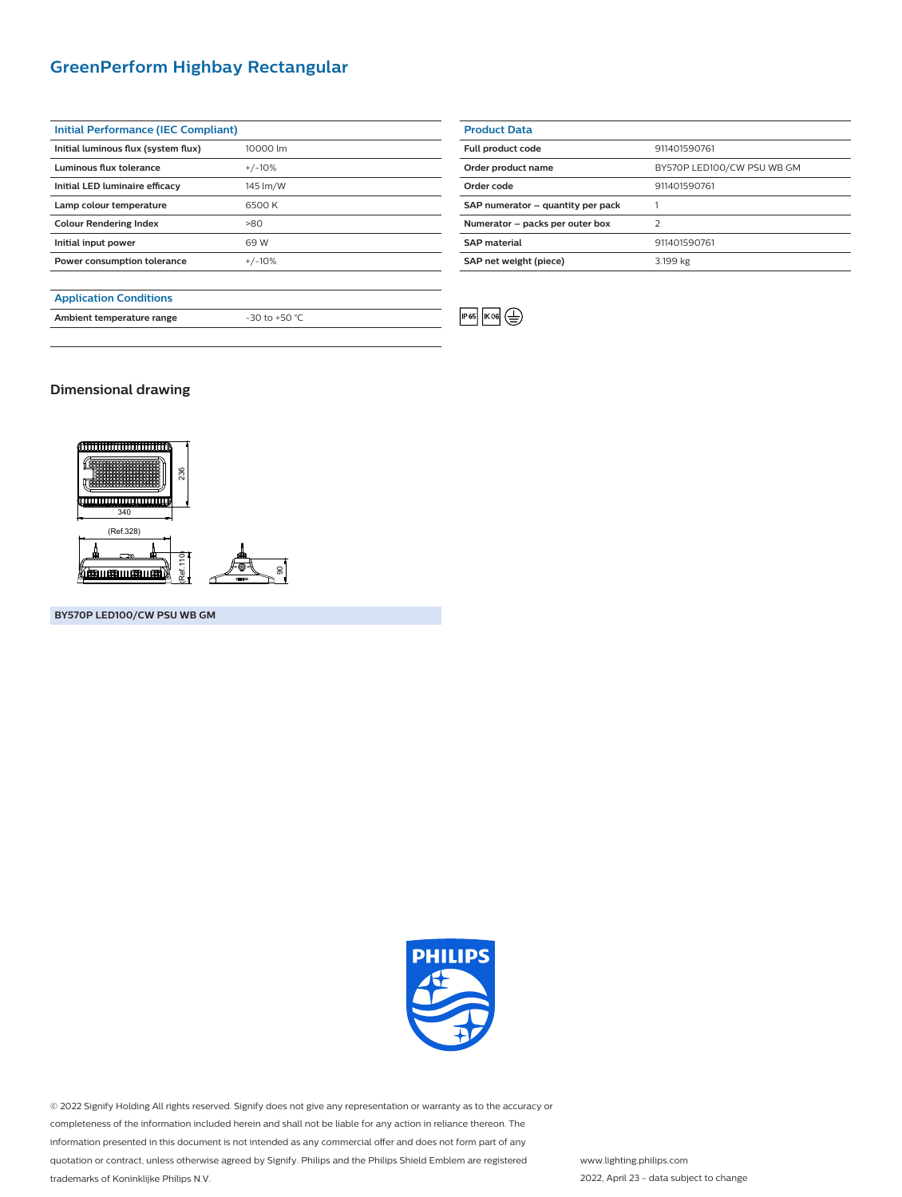## GreenPerform Highbay Rectangular

| Initial Performance (IEC Compliant) | |
|---|---|
| Initial luminous flux (system flux) | 10000 lm |
| Luminous flux tolerance | +/-10% |
| Initial LED luminaire efficacy | 145 lm/W |
| Lamp colour temperature | 6500 K |
| Colour Rendering Index | >80 |
| Initial input power | 69 W |
| Power consumption tolerance | +/-10% |

| Application Conditions | |
|---|---|
| Ambient temperature range | -30 to +50 °C |

| Product Data | |
|---|---|
| Full product code | 911401590761 |
| Order product name | BY570P LED100/CW PSU WB GM |
| Order code | 911401590761 |
| SAP numerator – quantity per pack | 1 |
| Numerator – packs per outer box | 2 |
| SAP material | 911401590761 |
| SAP net weight (piece) | 3.199 kg |

IP65 IK06

### Dimensional drawing

236

340

(Ref.328)

(Ref.110)

90

**BY570P LED100/CW PSU WB GM**

© 2022 Signify Holding All rights reserved. Signify does not give any representation or warranty as to the accuracy or completeness of the information included herein and shall not be liable for any action in reliance thereon. The information presented in this document is not intended as any commercial offer and does not form part of any quotation or contract, unless otherwise agreed by Signify. Philips and the Philips Shield Emblem are registered trademarks of Koninklijke Philips N.V.

www.lighting.philips.com

2022, April 23 - data subject to change